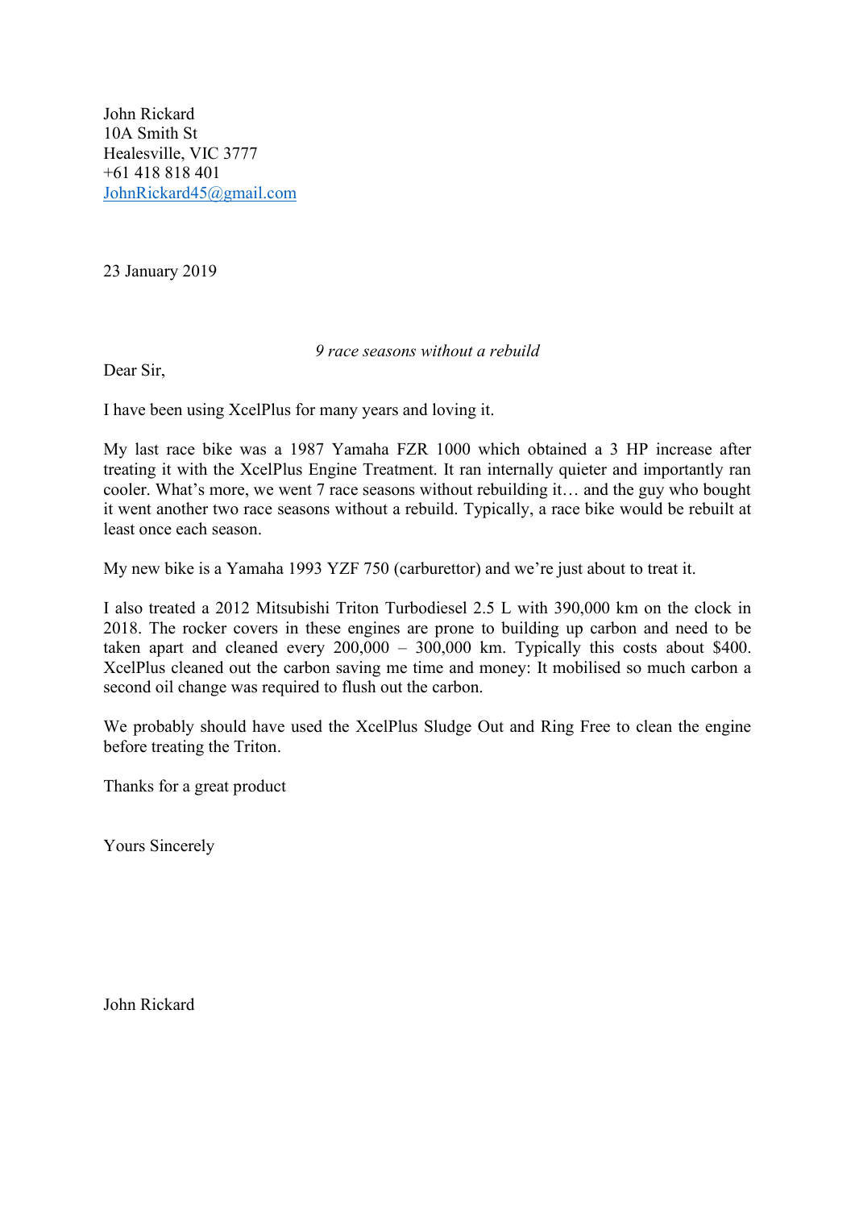John Rickard
10A Smith St
Healesville, VIC 3777
+61 418 818 401
JohnRickard45@gmail.com

23 January 2019

*9 race seasons without a rebuild*

Dear Sir,

I have been using XcelPlus for many years and loving it.

My last race bike was a 1987 Yamaha FZR 1000 which obtained a 3 HP increase after treating it with the XcelPlus Engine Treatment. It ran internally quieter and importantly ran cooler. What's more, we went 7 race seasons without rebuilding it… and the guy who bought it went another two race seasons without a rebuild. Typically, a race bike would be rebuilt at least once each season.

My new bike is a Yamaha 1993 YZF 750 (carburettor) and we're just about to treat it.

I also treated a 2012 Mitsubishi Triton Turbodiesel 2.5 L with 390,000 km on the clock in 2018. The rocker covers in these engines are prone to building up carbon and need to be taken apart and cleaned every 200,000 – 300,000 km. Typically this costs about $400. XcelPlus cleaned out the carbon saving me time and money: It mobilised so much carbon a second oil change was required to flush out the carbon.

We probably should have used the XcelPlus Sludge Out and Ring Free to clean the engine before treating the Triton.

Thanks for a great product

Yours Sincerely

John Rickard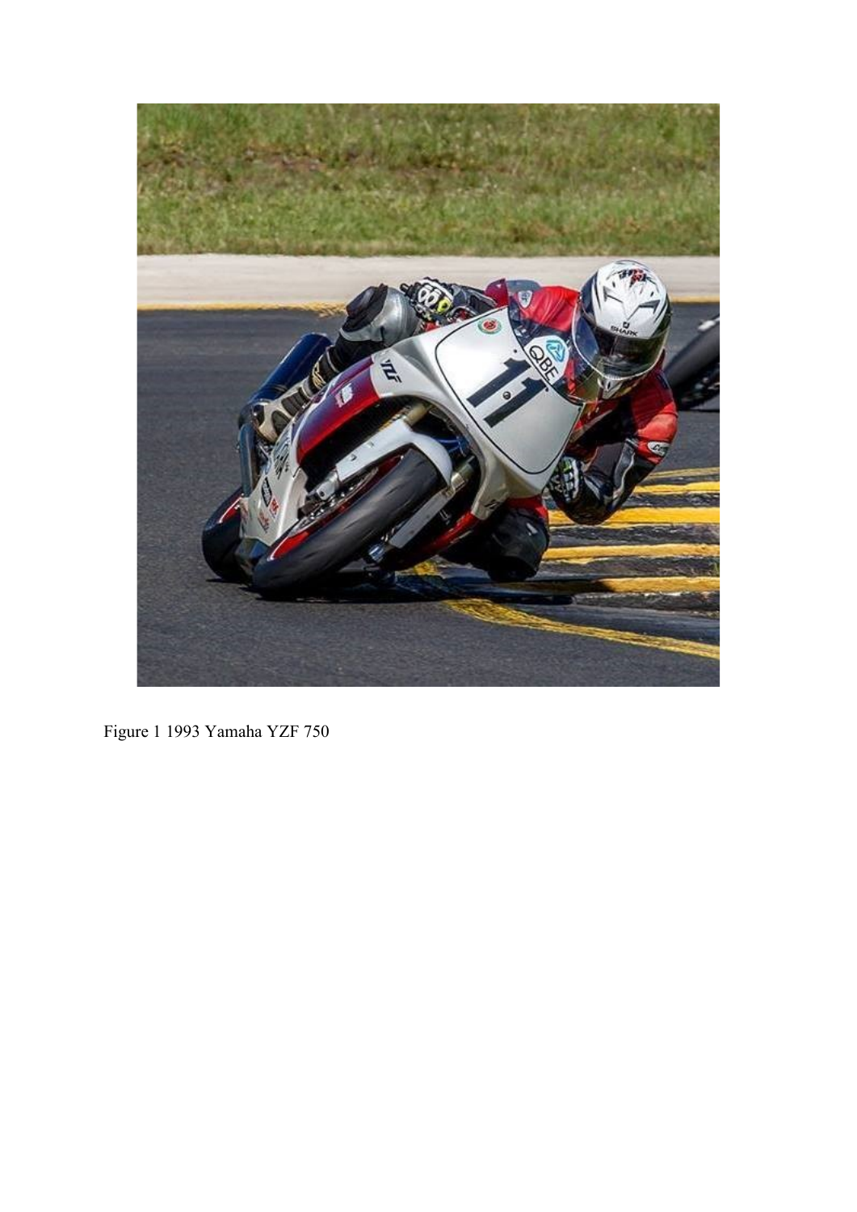Figure 1 1993 Yamaha YZF 750